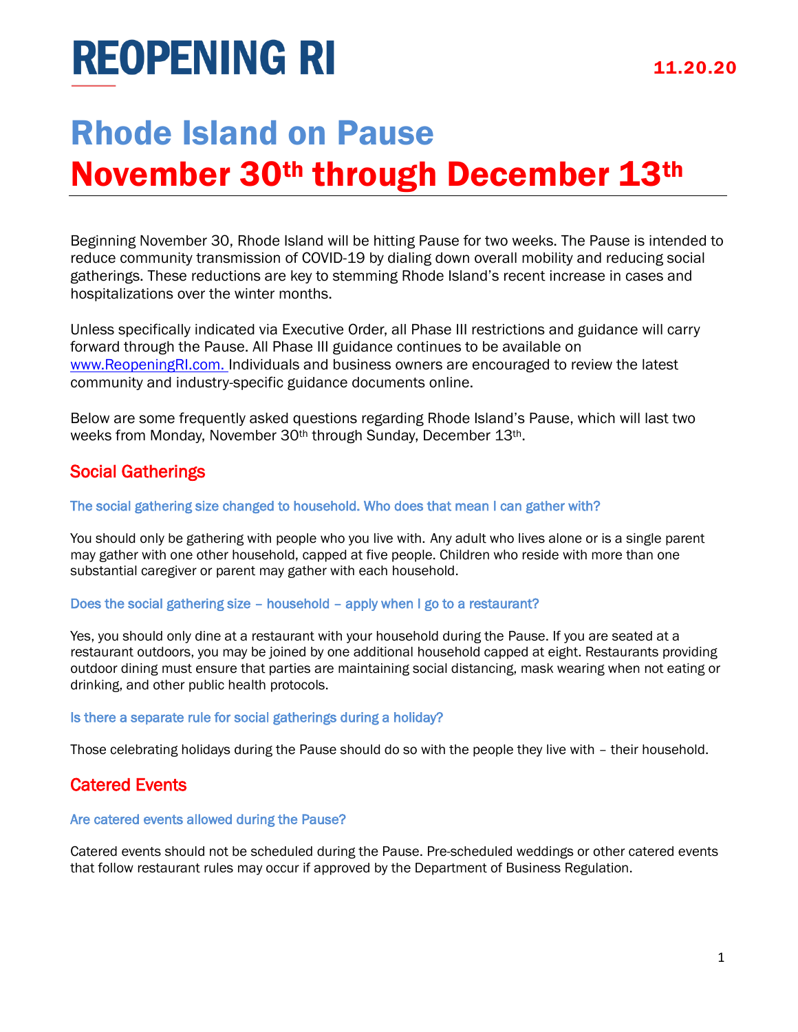# REOPENING RI

11.20.20

# Rhode Island on Pause

# November 30th through December 13th

Beginning November 30, Rhode Island will be hitting Pause for two weeks. The Pause is intended to reduce community transmission of COVID-19 by dialing down overall mobility and reducing social gatherings. These reductions are key to stemming Rhode Island's recent increase in cases and hospitalizations over the winter months.

Unless specifically indicated via Executive Order, all Phase III restrictions and guidance will carry forward through the Pause. All Phase III guidance continues to be available on [www.ReopeningRI.com.](http://www.ReopeningRI.com) Individuals and business owners are encouraged to review the latest community and industry-specific guidance documents online.

Below are some frequently asked questions regarding Rhode Island's Pause, which will last two weeks from Monday, November 30th through Sunday, December 13th.

## Social Gatherings

### The social gathering size changed to household. Who does that mean I can gather with?

You should only be gathering with people who you live with. Any adult who lives alone or is a single parent may gather with one other household, capped at five people. Children who reside with more than one substantial caregiver or parent may gather with each household.

### Does the social gathering size – household – apply when I go to a restaurant?

Yes, you should only dine at a restaurant with your household during the Pause. If you are seated at a restaurant outdoors, you may be joined by one additional household capped at eight. Restaurants providing outdoor dining must ensure that parties are maintaining social distancing, mask wearing when not eating or drinking, and other public health protocols.

### Is there a separate rule for social gatherings during a holiday?

Those celebrating holidays during the Pause should do so with the people they live with – their household.

## Catered Events

### Are catered events allowed during the Pause?

Catered events should not be scheduled during the Pause. Pre-scheduled weddings or other catered events that follow restaurant rules may occur if approved by the Department of Business Regulation.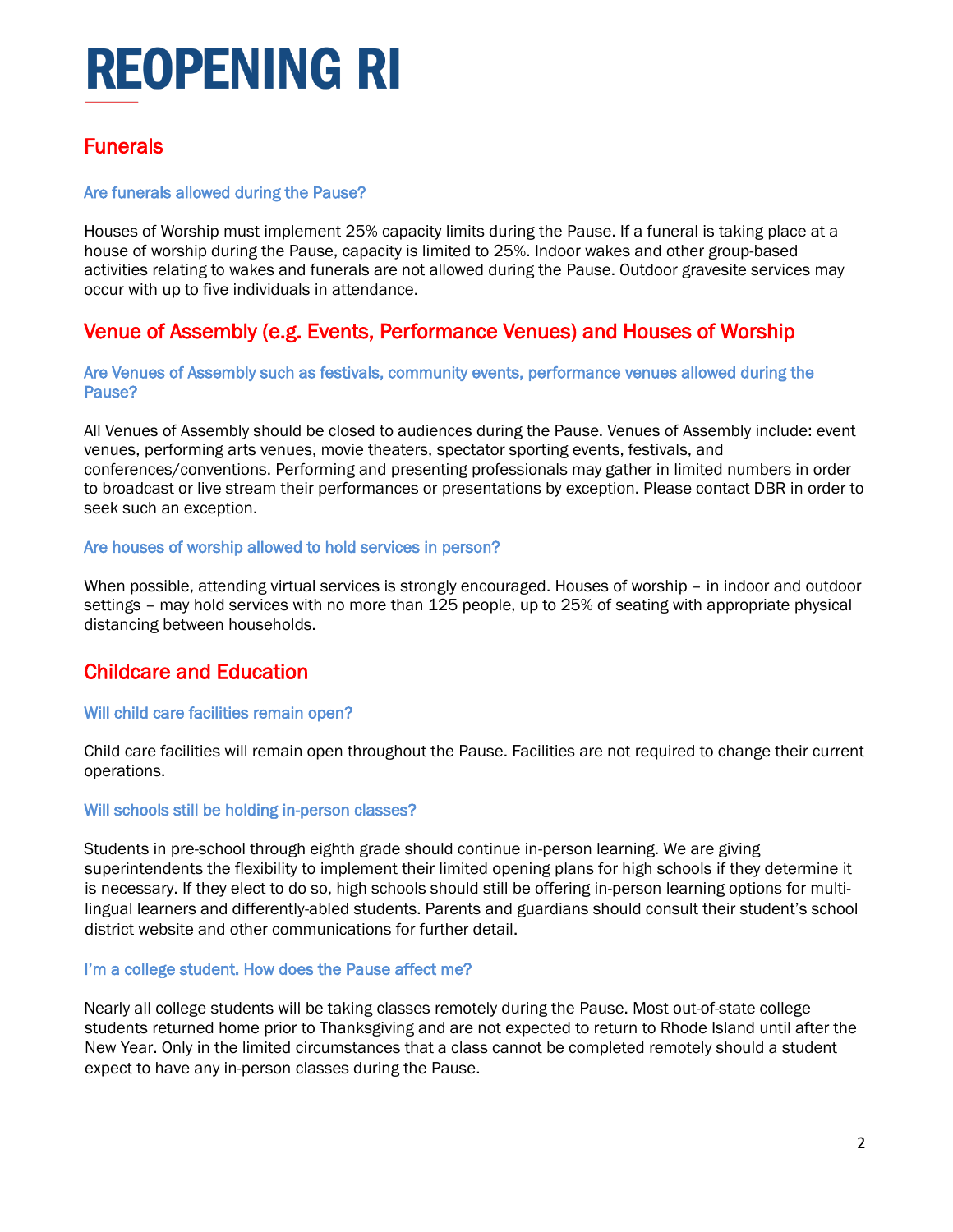# REOPENING RI

## Funerals

### Are funerals allowed during the Pause?

Houses of Worship must implement 25% capacity limits during the Pause. If a funeral is taking place at a house of worship during the Pause, capacity is limited to 25%. Indoor wakes and other group-based activities relating to wakes and funerals are not allowed during the Pause. Outdoor gravesite services may occur with up to five individuals in attendance.

## Venue of Assembly (e.g. Events, Performance Venues) and Houses of Worship

### Are Venues of Assembly such as festivals, community events, performance venues allowed during the Pause?

All Venues of Assembly should be closed to audiences during the Pause. Venues of Assembly include: event venues, performing arts venues, movie theaters, spectator sporting events, festivals, and conferences/conventions. Performing and presenting professionals may gather in limited numbers in order to broadcast or live stream their performances or presentations by exception. Please contact DBR in order to seek such an exception.

### Are houses of worship allowed to hold services in person?

When possible, attending virtual services is strongly encouraged. Houses of worship – in indoor and outdoor settings – may hold services with no more than 125 people, up to 25% of seating with appropriate physical distancing between households.

## Childcare and Education

### Will child care facilities remain open?

Child care facilities will remain open throughout the Pause. Facilities are not required to change their current operations.

### Will schools still be holding in-person classes?

Students in pre-school through eighth grade should continue in-person learning. We are giving superintendents the flexibility to implement their limited opening plans for high schools if they determine it is necessary. If they elect to do so, high schools should still be offering in-person learning options for multi-lingual learners and differently-abled students. Parents and guardians should consult their student's school district website and other communications for further detail.

### I'm a college student. How does the Pause affect me?

Nearly all college students will be taking classes remotely during the Pause. Most out-of-state college students returned home prior to Thanksgiving and are not expected to return to Rhode Island until after the New Year. Only in the limited circumstances that a class cannot be completed remotely should a student expect to have any in-person classes during the Pause.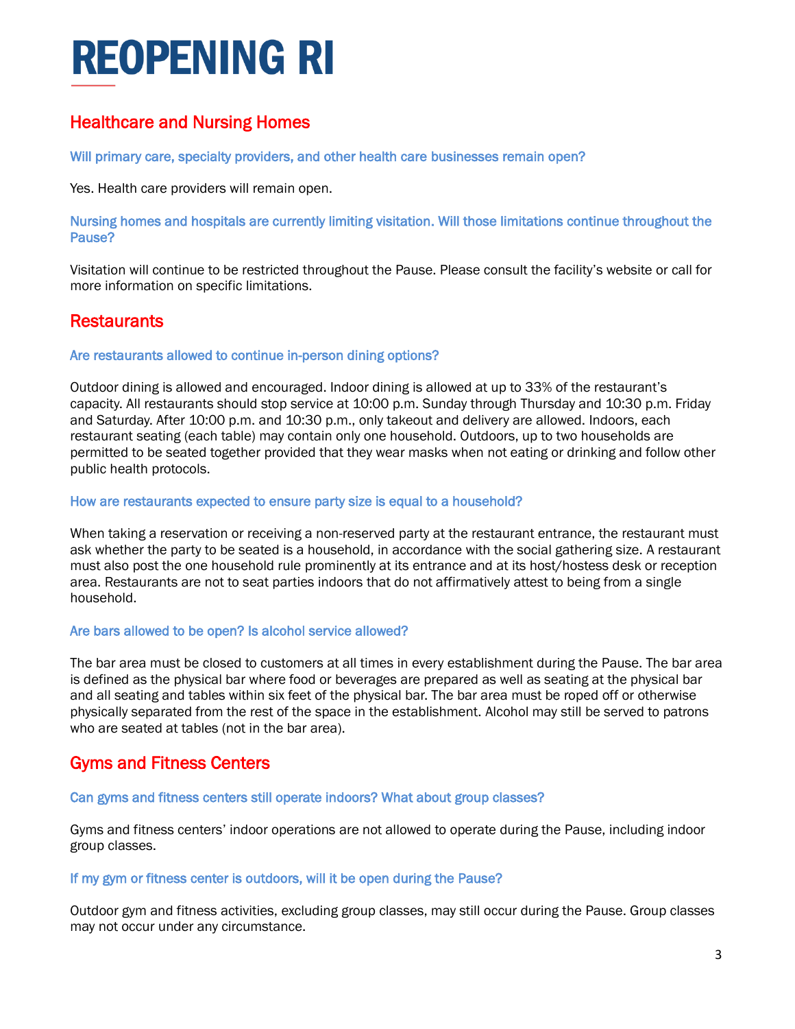# REOPENING RI

## Healthcare and Nursing Homes

### Will primary care, specialty providers, and other health care businesses remain open?

Yes. Health care providers will remain open.

### Nursing homes and hospitals are currently limiting visitation. Will those limitations continue throughout the Pause?

Visitation will continue to be restricted throughout the Pause. Please consult the facility's website or call for more information on specific limitations.

## Restaurants

### Are restaurants allowed to continue in-person dining options?

Outdoor dining is allowed and encouraged. Indoor dining is allowed at up to 33% of the restaurant's capacity. All restaurants should stop service at 10:00 p.m. Sunday through Thursday and 10:30 p.m. Friday and Saturday. After 10:00 p.m. and 10:30 p.m., only takeout and delivery are allowed. Indoors, each restaurant seating (each table) may contain only one household. Outdoors, up to two households are permitted to be seated together provided that they wear masks when not eating or drinking and follow other public health protocols.

### How are restaurants expected to ensure party size is equal to a household?

When taking a reservation or receiving a non-reserved party at the restaurant entrance, the restaurant must ask whether the party to be seated is a household, in accordance with the social gathering size. A restaurant must also post the one household rule prominently at its entrance and at its host/hostess desk or reception area. Restaurants are not to seat parties indoors that do not affirmatively attest to being from a single household.

### Are bars allowed to be open? Is alcohol service allowed?

The bar area must be closed to customers at all times in every establishment during the Pause. The bar area is defined as the physical bar where food or beverages are prepared as well as seating at the physical bar and all seating and tables within six feet of the physical bar. The bar area must be roped off or otherwise physically separated from the rest of the space in the establishment. Alcohol may still be served to patrons who are seated at tables (not in the bar area).

## Gyms and Fitness Centers

### Can gyms and fitness centers still operate indoors? What about group classes?

Gyms and fitness centers' indoor operations are not allowed to operate during the Pause, including indoor group classes.

### If my gym or fitness center is outdoors, will it be open during the Pause?

Outdoor gym and fitness activities, excluding group classes, may still occur during the Pause. Group classes may not occur under any circumstance.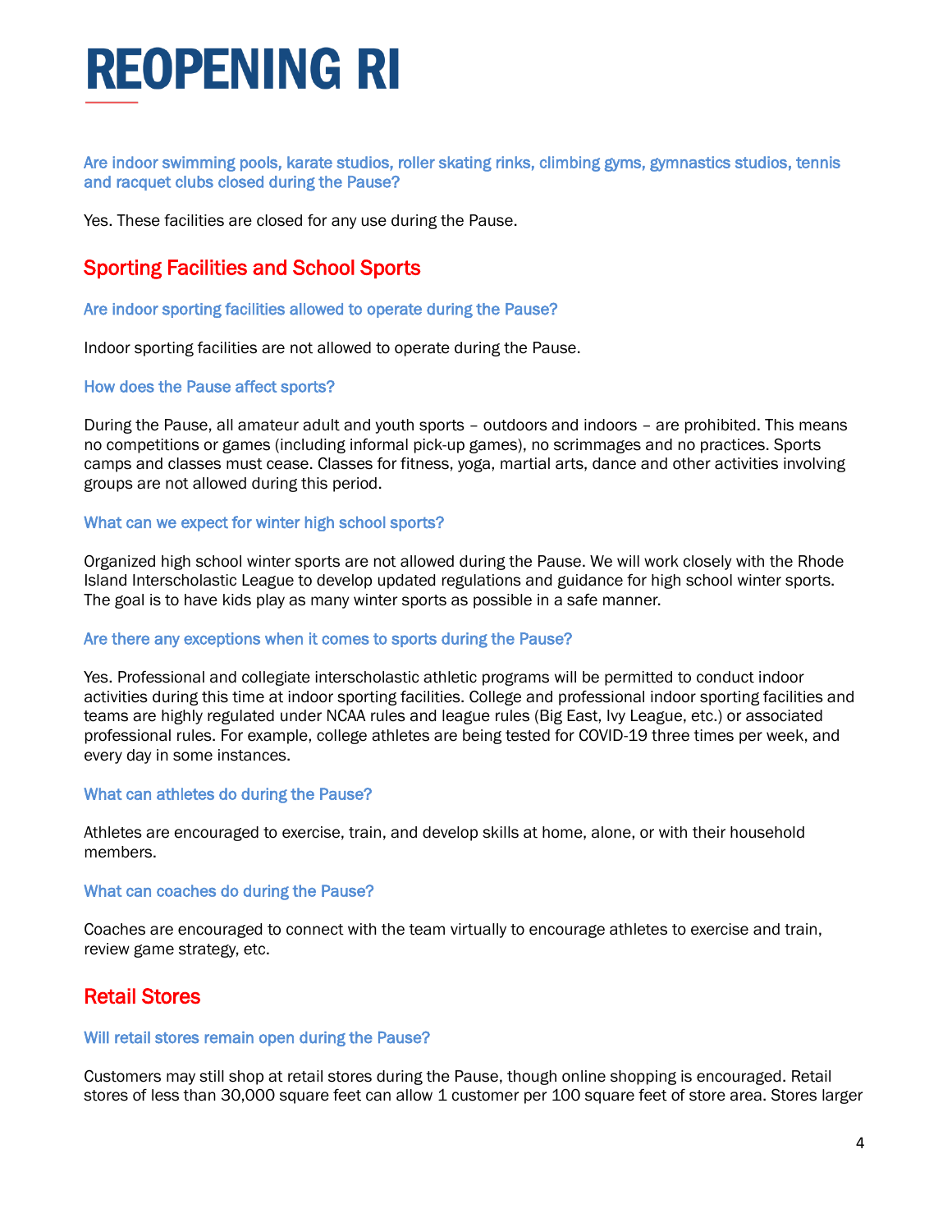**Are indoor swimming pools, karate studios, roller skating rinks, climbing gyms, gymnastics studios, tennis and racquet clubs closed during the Pause?**

Yes. These facilities are closed for any use during the Pause.

## Sporting Facilities and School Sports

**Are indoor sporting facilities allowed to operate during the Pause?**

Indoor sporting facilities are not allowed to operate during the Pause.

**How does the Pause affect sports?**

During the Pause, all amateur adult and youth sports – outdoors and indoors – are prohibited. This means no competitions or games (including informal pick-up games), no scrimmages and no practices. Sports camps and classes must cease. Classes for fitness, yoga, martial arts, dance and other activities involving groups are not allowed during this period.

**What can we expect for winter high school sports?**

Organized high school winter sports are not allowed during the Pause. We will work closely with the Rhode Island Interscholastic League to develop updated regulations and guidance for high school winter sports. The goal is to have kids play as many winter sports as possible in a safe manner.

**Are there any exceptions when it comes to sports during the Pause?**

Yes. Professional and collegiate interscholastic athletic programs will be permitted to conduct indoor activities during this time at indoor sporting facilities. College and professional indoor sporting facilities and teams are highly regulated under NCAA rules and league rules (Big East, Ivy League, etc.) or associated professional rules. For example, college athletes are being tested for COVID-19 three times per week, and every day in some instances.

**What can athletes do during the Pause?**

Athletes are encouraged to exercise, train, and develop skills at home, alone, or with their household members.

**What can coaches do during the Pause?**

Coaches are encouraged to connect with the team virtually to encourage athletes to exercise and train, review game strategy, etc.

## Retail Stores

**Will retail stores remain open during the Pause?**

Customers may still shop at retail stores during the Pause, though online shopping is encouraged. Retail stores of less than 30,000 square feet can allow 1 customer per 100 square feet of store area. Stores larger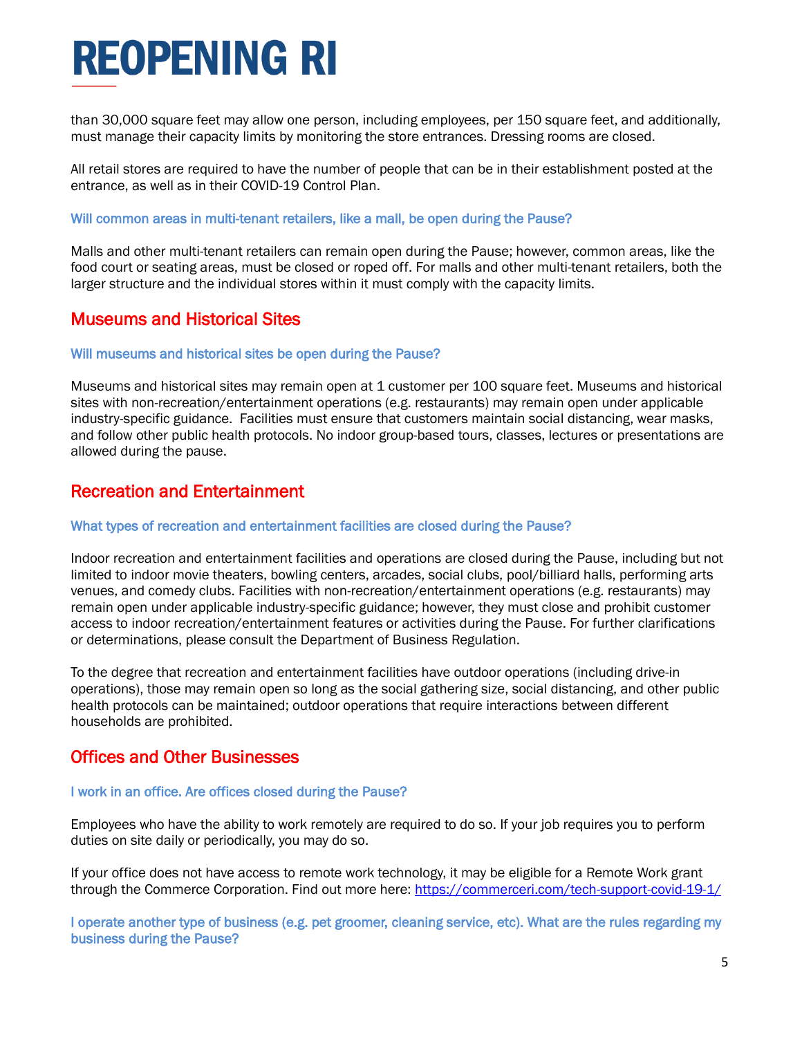than 30,000 square feet may allow one person, including employees, per 150 square feet, and additionally, must manage their capacity limits by monitoring the store entrances. Dressing rooms are closed.

All retail stores are required to have the number of people that can be in their establishment posted at the entrance, as well as in their COVID-19 Control Plan.

### Will common areas in multi-tenant retailers, like a mall, be open during the Pause?

Malls and other multi-tenant retailers can remain open during the Pause; however, common areas, like the food court or seating areas, must be closed or roped off. For malls and other multi-tenant retailers, both the larger structure and the individual stores within it must comply with the capacity limits.

## Museums and Historical Sites

### Will museums and historical sites be open during the Pause?

Museums and historical sites may remain open at 1 customer per 100 square feet. Museums and historical sites with non-recreation/entertainment operations (e.g. restaurants) may remain open under applicable industry-specific guidance. Facilities must ensure that customers maintain social distancing, wear masks, and follow other public health protocols. No indoor group-based tours, classes, lectures or presentations are allowed during the pause.

## Recreation and Entertainment

### What types of recreation and entertainment facilities are closed during the Pause?

Indoor recreation and entertainment facilities and operations are closed during the Pause, including but not limited to indoor movie theaters, bowling centers, arcades, social clubs, pool/billiard halls, performing arts venues, and comedy clubs. Facilities with non-recreation/entertainment operations (e.g. restaurants) may remain open under applicable industry-specific guidance; however, they must close and prohibit customer access to indoor recreation/entertainment features or activities during the Pause. For further clarifications or determinations, please consult the Department of Business Regulation.

To the degree that recreation and entertainment facilities have outdoor operations (including drive-in operations), those may remain open so long as the social gathering size, social distancing, and other public health protocols can be maintained; outdoor operations that require interactions between different households are prohibited.

## Offices and Other Businesses

### I work in an office. Are offices closed during the Pause?

Employees who have the ability to work remotely are required to do so. If your job requires you to perform duties on site daily or periodically, you may do so.

If your office does not have access to remote work technology, it may be eligible for a Remote Work grant through the Commerce Corporation. Find out more here: https://commerceri.com/tech-support-covid-19-1/

### I operate another type of business (e.g. pet groomer, cleaning service, etc). What are the rules regarding my business during the Pause?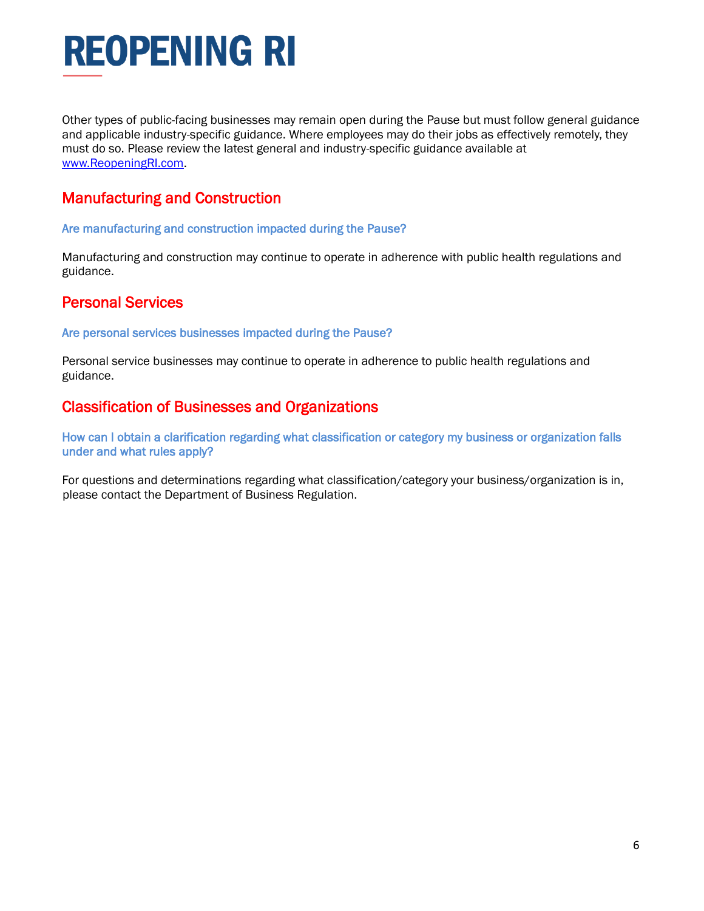# REOPENING RI

Other types of public-facing businesses may remain open during the Pause but must follow general guidance and applicable industry-specific guidance. Where employees may do their jobs as effectively remotely, they must do so. Please review the latest general and industry-specific guidance available at [www.ReopeningRI.com](http://www.ReopeningRI.com).

## Manufacturing and Construction

### Are manufacturing and construction impacted during the Pause?

Manufacturing and construction may continue to operate in adherence with public health regulations and guidance.

## Personal Services

### Are personal services businesses impacted during the Pause?

Personal service businesses may continue to operate in adherence to public health regulations and guidance.

## Classification of Businesses and Organizations

### How can I obtain a clarification regarding what classification or category my business or organization falls under and what rules apply?

For questions and determinations regarding what classification/category your business/organization is in, please contact the Department of Business Regulation.